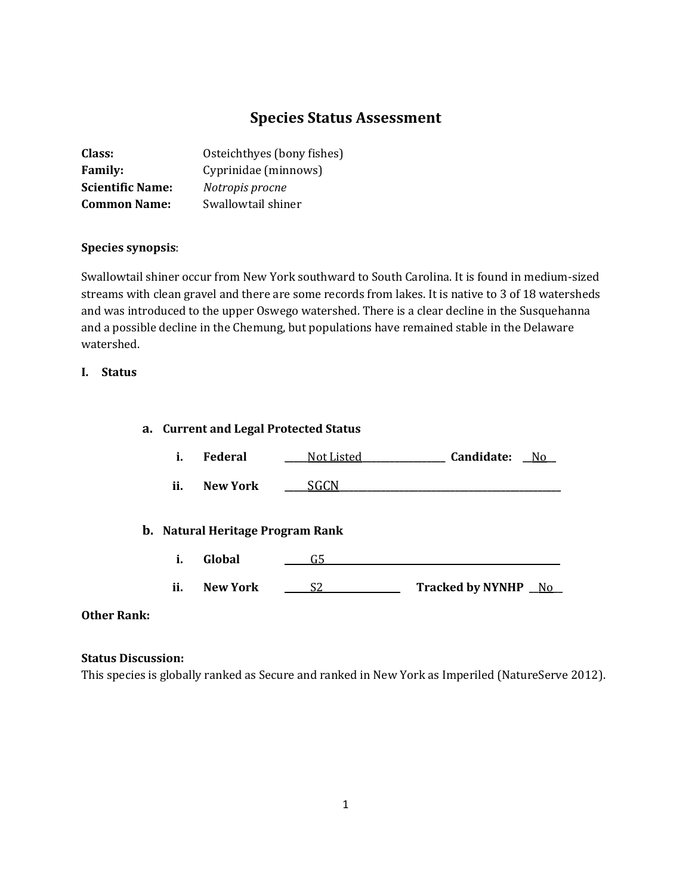# Species Status Assessment

**Class:** Osteichthyes (bony fishes)
**Family:** Cyprinidae (minnows)
**Scientific Name:** *Notropis procne*
**Common Name:** Swallowtail shiner

**Species synopsis**:

Swallowtail shiner occur from New York southward to South Carolina. It is found in medium-sized streams with clean gravel and there are some records from lakes. It is native to 3 of 18 watersheds and was introduced to the upper Oswego watershed. There is a clear decline in the Susquehanna and a possible decline in the Chemung, but populations have remained stable in the Delaware watershed.

## I. Status

### a. Current and Legal Protected Status

i. **Federal** Not Listed **Candidate:** No

ii. **New York** SGCN

### b. Natural Heritage Program Rank

i. **Global** G5

ii. **New York** S2 **Tracked by NYNHP** No

**Other Rank:**

**Status Discussion:**
This species is globally ranked as Secure and ranked in New York as Imperiled (NatureServe 2012).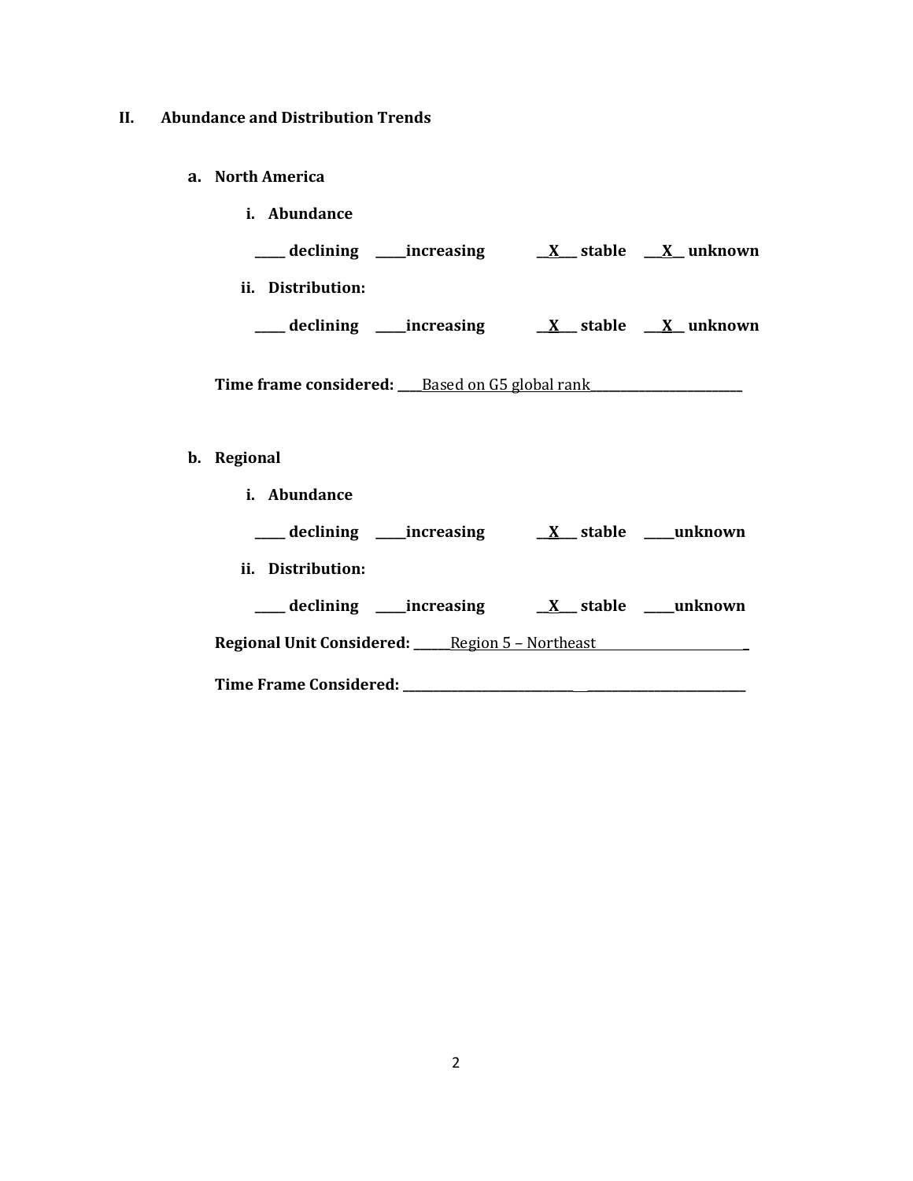## II. Abundance and Distribution Trends

### a. North America

**i. Abundance**

**_____ declining _____increasing __X___ stable ___X__ unknown**

**ii. Distribution:**

**_____ declining _____increasing __X___ stable ___X__ unknown**

**Time frame considered:** ____Based on G5 global rank________________________

### b. Regional

**i. Abundance**

**_____ declining _____increasing __X___ stable _____unknown**

**ii. Distribution:**

**_____ declining _____increasing __X___ stable _____unknown**

**Regional Unit Considered:** ______Region 5 – Northeast________________________

**Time Frame Considered:** ______________________________________________________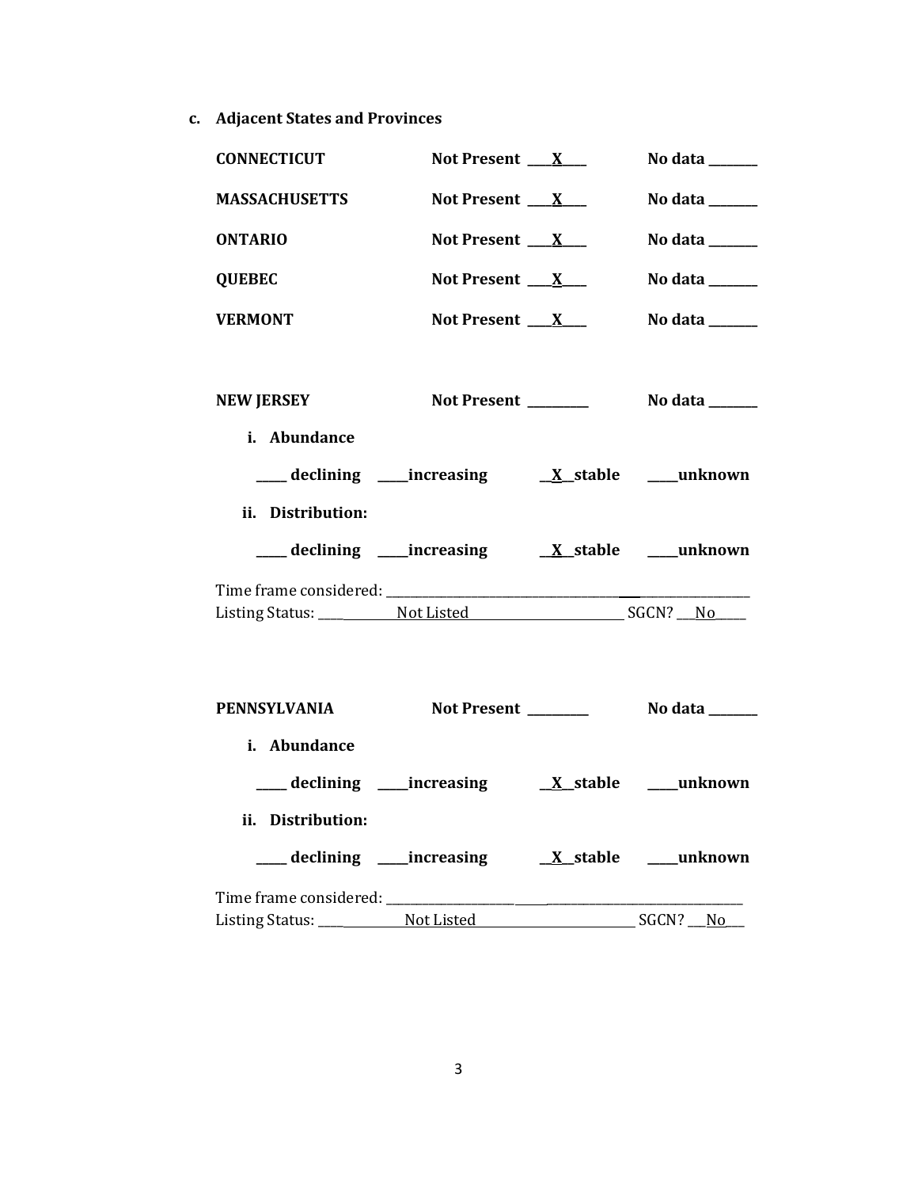**c. Adjacent States and Provinces**

**CONNECTICUT** **Not Present** ___X___ **No data** _______

**MASSACHUSETTS** **Not Present** ___X___ **No data** _______

**ONTARIO** **Not Present** ___X___ **No data** _______

**QUEBEC** **Not Present** ___X___ **No data** _______

**VERMONT** **Not Present** ___X___ **No data** _______

**NEW JERSEY** **Not Present** _________ **No data** _______

**i. Abundance**

_____ **declining** _____**increasing** __X__**stable** _____**unknown**

**ii. Distribution:**

_____ **declining** _____**increasing** __X__**stable** _____**unknown**

Time frame considered: ___________________________________________

Listing Status: ____ Not Listed ____ SGCN? __No____

**PENNSYLVANIA** **Not Present** _________ **No data** _______

**i. Abundance**

_____ **declining** _____**increasing** __X__**stable** _____**unknown**

**ii. Distribution:**

_____ **declining** _____**increasing** __X__**stable** _____**unknown**

Time frame considered: ___________________________________________

Listing Status: ____ Not Listed ____ SGCN? __No__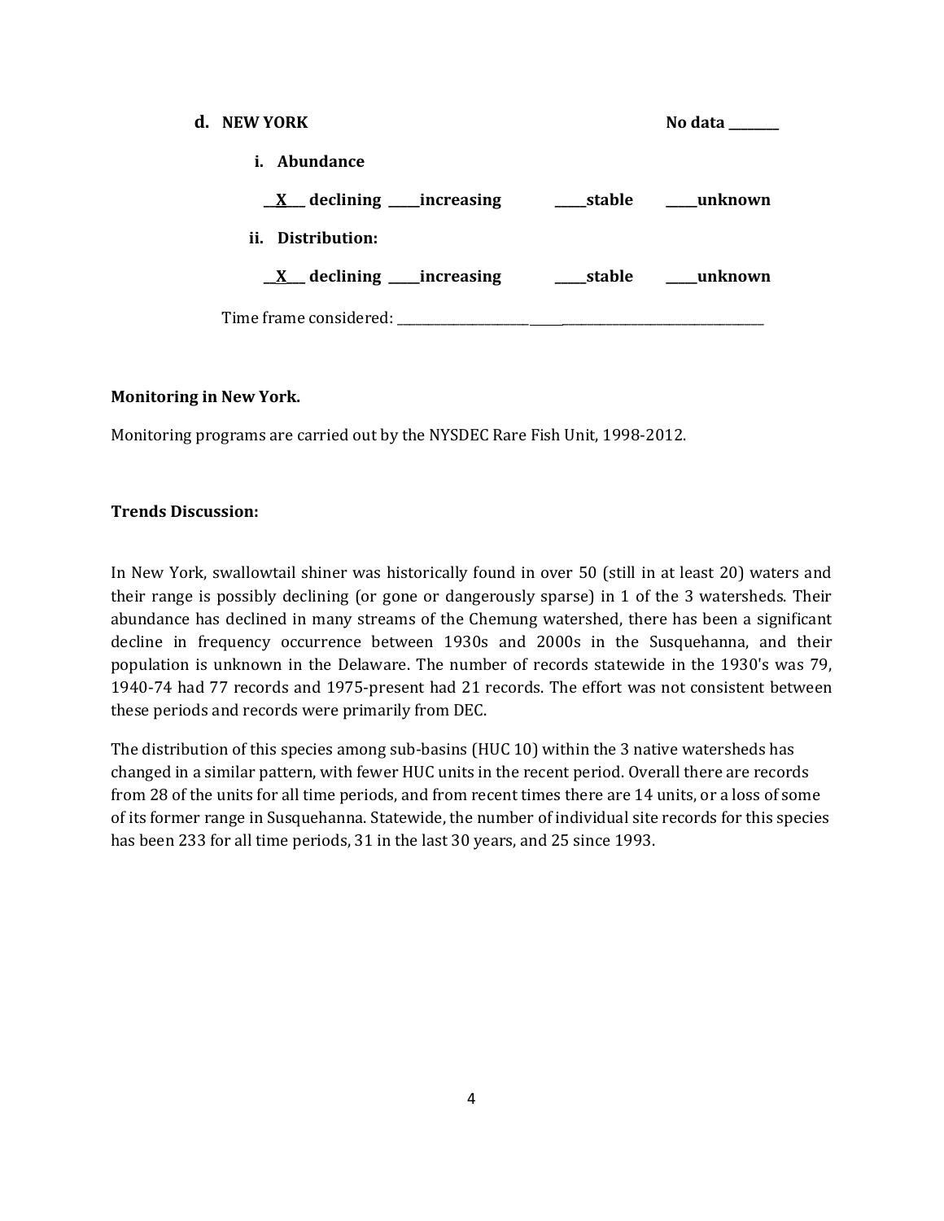**d. NEW YORK** **No data ________**

**i. Abundance**

**__X___ declining _____increasing _____stable _____unknown**

**ii. Distribution:**

**__X___ declining _____increasing _____stable _____unknown**

Time frame considered: ___________________________________________________________

**Monitoring in New York.**

Monitoring programs are carried out by the NYSDEC Rare Fish Unit, 1998-2012.

**Trends Discussion:**

In New York, swallowtail shiner was historically found in over 50 (still in at least 20) waters and their range is possibly declining (or gone or dangerously sparse) in 1 of the 3 watersheds. Their abundance has declined in many streams of the Chemung watershed, there has been a significant decline in frequency occurrence between 1930s and 2000s in the Susquehanna, and their population is unknown in the Delaware. The number of records statewide in the 1930's was 79, 1940-74 had 77 records and 1975-present had 21 records. The effort was not consistent between these periods and records were primarily from DEC.

The distribution of this species among sub-basins (HUC 10) within the 3 native watersheds has changed in a similar pattern, with fewer HUC units in the recent period. Overall there are records from 28 of the units for all time periods, and from recent times there are 14 units, or a loss of some of its former range in Susquehanna. Statewide, the number of individual site records for this species has been 233 for all time periods, 31 in the last 30 years, and 25 since 1993.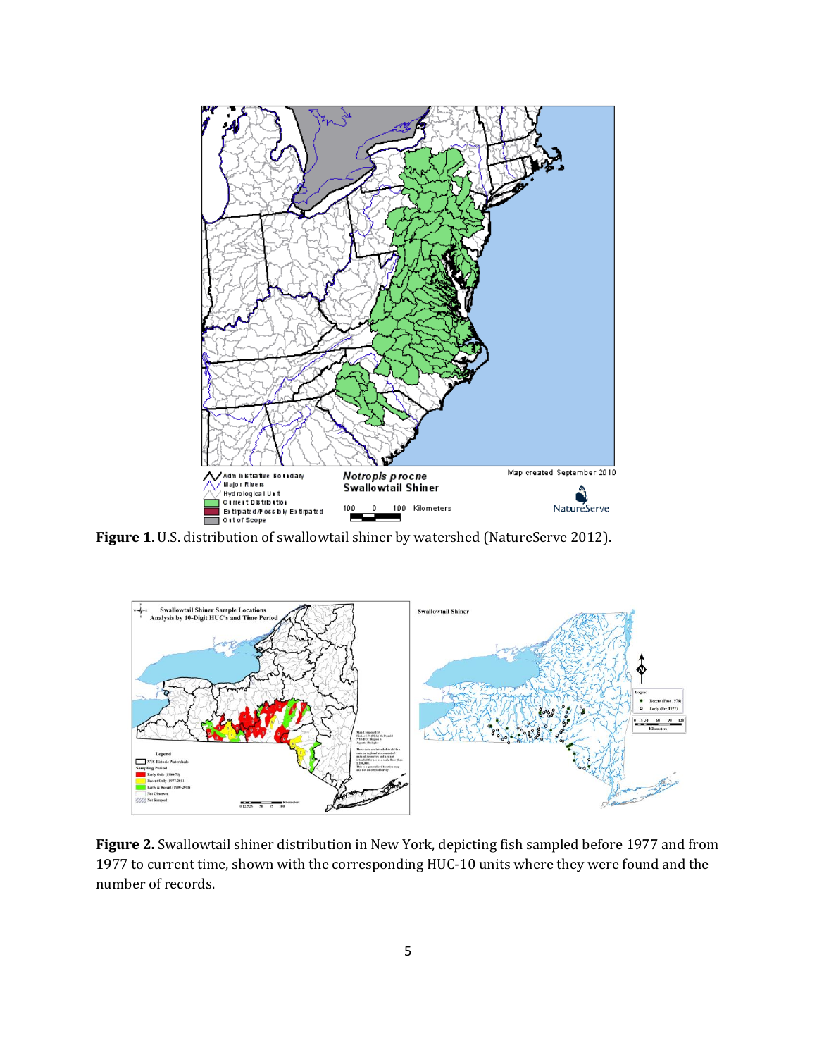**Figure 1**. U.S. distribution of swallowtail shiner by watershed (NatureServe 2012).

**Figure 2.** Swallowtail shiner distribution in New York, depicting fish sampled before 1977 and from 1977 to current time, shown with the corresponding HUC-10 units where they were found and the number of records.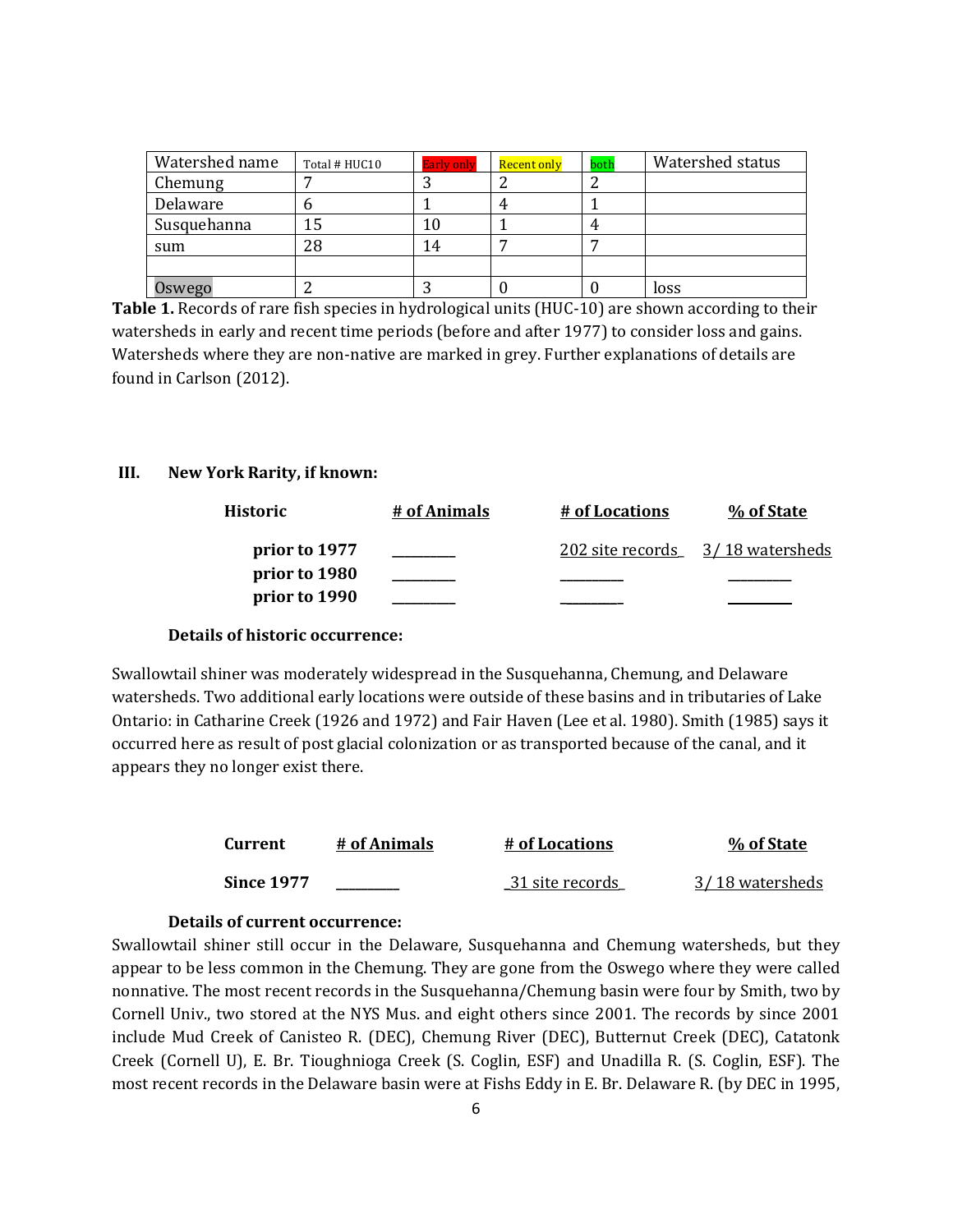| Watershed name | Total # HUC10 | Early only | Recent only | both | Watershed status |
|---|---|---|---|---|---|
| Chemung | 7 | 3 | 2 | 2 | |
| Delaware | 6 | 1 | 4 | 1 | |
| Susquehanna | 15 | 10 | 1 | 4 | |
| sum | 28 | 14 | 7 | 7 | |
| | | | | | |
| Oswego | 2 | 3 | 0 | 0 | loss |

**Table 1.** Records of rare fish species in hydrological units (HUC-10) are shown according to their watersheds in early and recent time periods (before and after 1977) to consider loss and gains. Watersheds where they are non-native are marked in grey. Further explanations of details are found in Carlson (2012).

## III. New York Rarity, if known:

| Historic | # of Animals | # of Locations | % of State |
|---|---|---|---|
| prior to 1977 | ________ | 202 site records | 3/ 18 watersheds |
| prior to 1980 | ________ | ________ | ________ |
| prior to 1990 | ________ | ________ | ________ |

**Details of historic occurrence:**

Swallowtail shiner was moderately widespread in the Susquehanna, Chemung, and Delaware watersheds. Two additional early locations were outside of these basins and in tributaries of Lake Ontario: in Catharine Creek (1926 and 1972) and Fair Haven (Lee et al. 1980). Smith (1985) says it occurred here as result of post glacial colonization or as transported because of the canal, and it appears they no longer exist there.

| Current | # of Animals | # of Locations | % of State |
|---|---|---|---|
| Since 1977 | ________ | 31 site records | 3/ 18 watersheds |

**Details of current occurrence:**

Swallowtail shiner still occur in the Delaware, Susquehanna and Chemung watersheds, but they appear to be less common in the Chemung. They are gone from the Oswego where they were called nonnative. The most recent records in the Susquehanna/Chemung basin were four by Smith, two by Cornell Univ., two stored at the NYS Mus. and eight others since 2001. The records by since 2001 include Mud Creek of Canisteo R. (DEC), Chemung River (DEC), Butternut Creek (DEC), Catatonk Creek (Cornell U), E. Br. Tioughnioga Creek (S. Coglin, ESF) and Unadilla R. (S. Coglin, ESF). The most recent records in the Delaware basin were at Fishs Eddy in E. Br. Delaware R. (by DEC in 1995,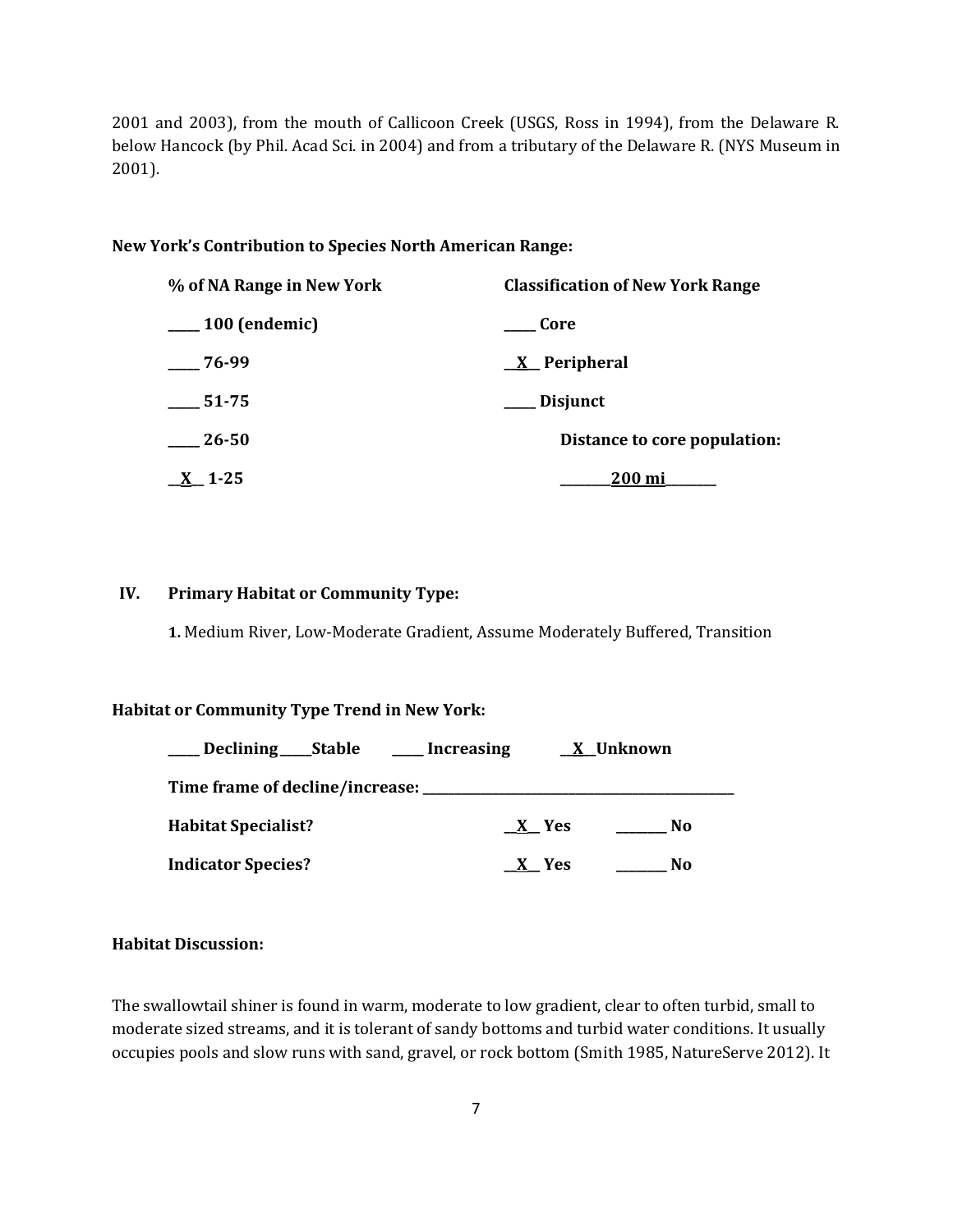2001 and 2003), from the mouth of Callicoon Creek (USGS, Ross in 1994), from the Delaware R. below Hancock (by Phil. Acad Sci. in 2004) and from a tributary of the Delaware R. (NYS Museum in 2001).

**New York's Contribution to Species North American Range:**

| % of NA Range in New York | Classification of New York Range |
|---|---|
| _____ 100 (endemic) | _____ Core |
| _____ 76-99 | __X__ Peripheral |
| _____ 51-75 | _____ Disjunct |
| _____ 26-50 | Distance to core population: |
| __X__ 1-25 | ________200 mi________ |

**IV. Primary Habitat or Community Type:**

**1.** Medium River, Low-Moderate Gradient, Assume Moderately Buffered, Transition

**Habitat or Community Type Trend in New York:**

_____ Declining _____ Stable _____ Increasing __X__ Unknown

**Time frame of decline/increase:** ______________________________

**Habitat Specialist?** __X__ Yes ________ No

**Indicator Species?** __X__ Yes ________ No

**Habitat Discussion:**

The swallowtail shiner is found in warm, moderate to low gradient, clear to often turbid, small to moderate sized streams, and it is tolerant of sandy bottoms and turbid water conditions. It usually occupies pools and slow runs with sand, gravel, or rock bottom (Smith 1985, NatureServe 2012). It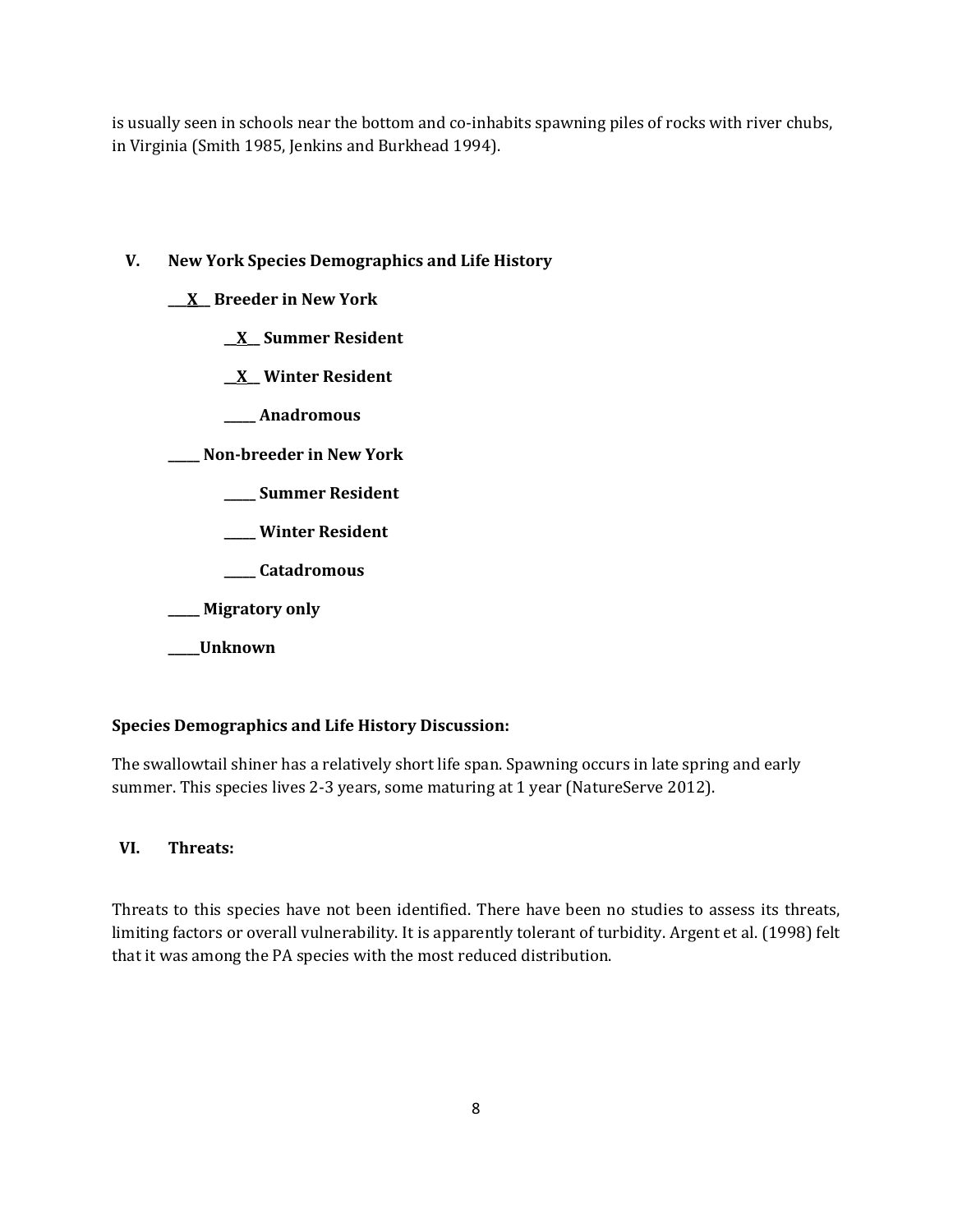is usually seen in schools near the bottom and co-inhabits spawning piles of rocks with river chubs, in Virginia (Smith 1985, Jenkins and Burkhead 1994).

## V. New York Species Demographics and Life History

**__X__ Breeder in New York**

**__X__ Summer Resident**

**__X__ Winter Resident**

**_____ Anadromous**

**_____ Non-breeder in New York**

**_____ Summer Resident**

**_____ Winter Resident**

**_____ Catadromous**

**_____ Migratory only**

**_____Unknown**

**Species Demographics and Life History Discussion:**

The swallowtail shiner has a relatively short life span. Spawning occurs in late spring and early summer. This species lives 2-3 years, some maturing at 1 year (NatureServe 2012).

## VI. Threats:

Threats to this species have not been identified. There have been no studies to assess its threats, limiting factors or overall vulnerability. It is apparently tolerant of turbidity. Argent et al. (1998) felt that it was among the PA species with the most reduced distribution.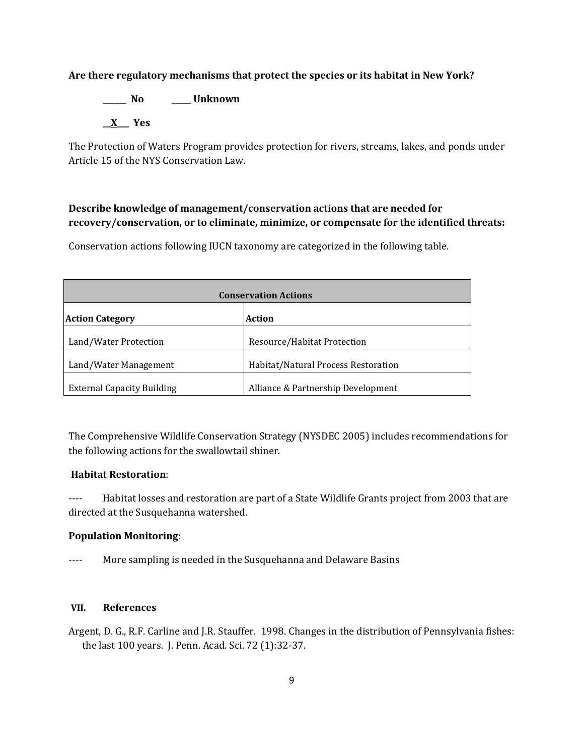**Are there regulatory mechanisms that protect the species or its habitat in New York?**

**\_\_\_\_\_\_ No** **\_\_\_\_\_ Unknown**

**\_\_X\_\_\_ Yes**

The Protection of Waters Program provides protection for rivers, streams, lakes, and ponds under Article 15 of the NYS Conservation Law.

**Describe knowledge of management/conservation actions that are needed for recovery/conservation, or to eliminate, minimize, or compensate for the identified threats:**

Conservation actions following IUCN taxonomy are categorized in the following table.

| **Conservation Actions** | |
|---|---|
| **Action Category** | **Action** |
| Land/Water Protection | Resource/Habitat Protection |
| Land/Water Management | Habitat/Natural Process Restoration |
| External Capacity Building | Alliance & Partnership Development |

The Comprehensive Wildlife Conservation Strategy (NYSDEC 2005) includes recommendations for the following actions for the swallowtail shiner.

**Habitat Restoration**:

---- Habitat losses and restoration are part of a State Wildlife Grants project from 2003 that are directed at the Susquehanna watershed.

**Population Monitoring:**

---- More sampling is needed in the Susquehanna and Delaware Basins

## VII. References

Argent, D. G., R.F. Carline and J.R. Stauffer. 1998. Changes in the distribution of Pennsylvania fishes: the last 100 years. J. Penn. Acad. Sci. 72 (1):32-37.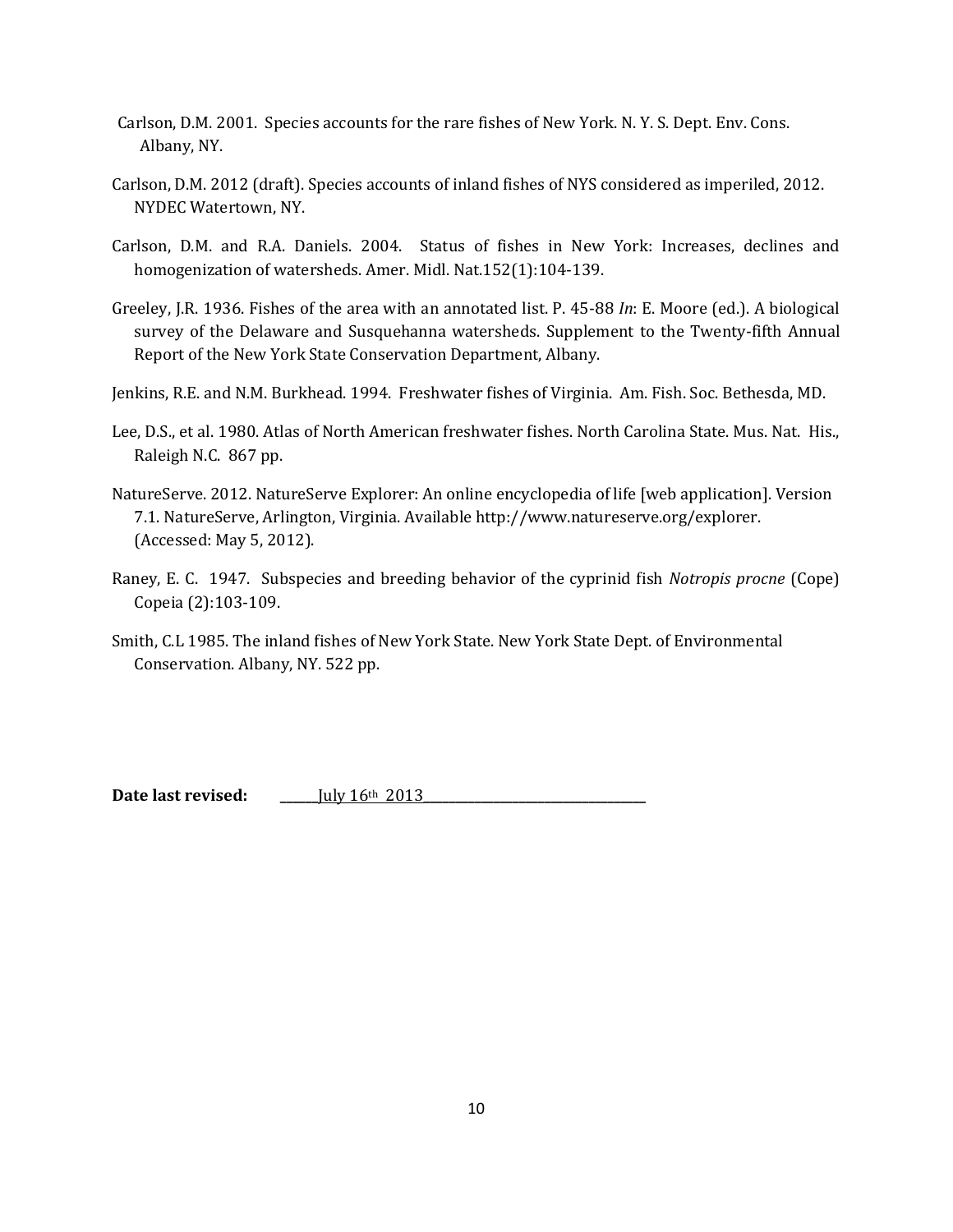Carlson, D.M. 2001. Species accounts for the rare fishes of New York. N. Y. S. Dept. Env. Cons. Albany, NY.

Carlson, D.M. 2012 (draft). Species accounts of inland fishes of NYS considered as imperiled, 2012. NYDEC Watertown, NY.

Carlson, D.M. and R.A. Daniels. 2004. Status of fishes in New York: Increases, declines and homogenization of watersheds. Amer. Midl. Nat.152(1):104-139.

Greeley, J.R. 1936. Fishes of the area with an annotated list. P. 45-88 *In*: E. Moore (ed.). A biological survey of the Delaware and Susquehanna watersheds. Supplement to the Twenty-fifth Annual Report of the New York State Conservation Department, Albany.

Jenkins, R.E. and N.M. Burkhead. 1994. Freshwater fishes of Virginia. Am. Fish. Soc. Bethesda, MD.

Lee, D.S., et al. 1980. Atlas of North American freshwater fishes. North Carolina State. Mus. Nat. His., Raleigh N.C. 867 pp.

NatureServe. 2012. NatureServe Explorer: An online encyclopedia of life [web application]. Version 7.1. NatureServe, Arlington, Virginia. Available http://www.natureserve.org/explorer. (Accessed: May 5, 2012).

Raney, E. C. 1947. Subspecies and breeding behavior of the cyprinid fish *Notropis procne* (Cope) Copeia (2):103-109.

Smith, C.L 1985. The inland fishes of New York State. New York State Dept. of Environmental Conservation. Albany, NY. 522 pp.

**Date last revised:** July 16th 2013